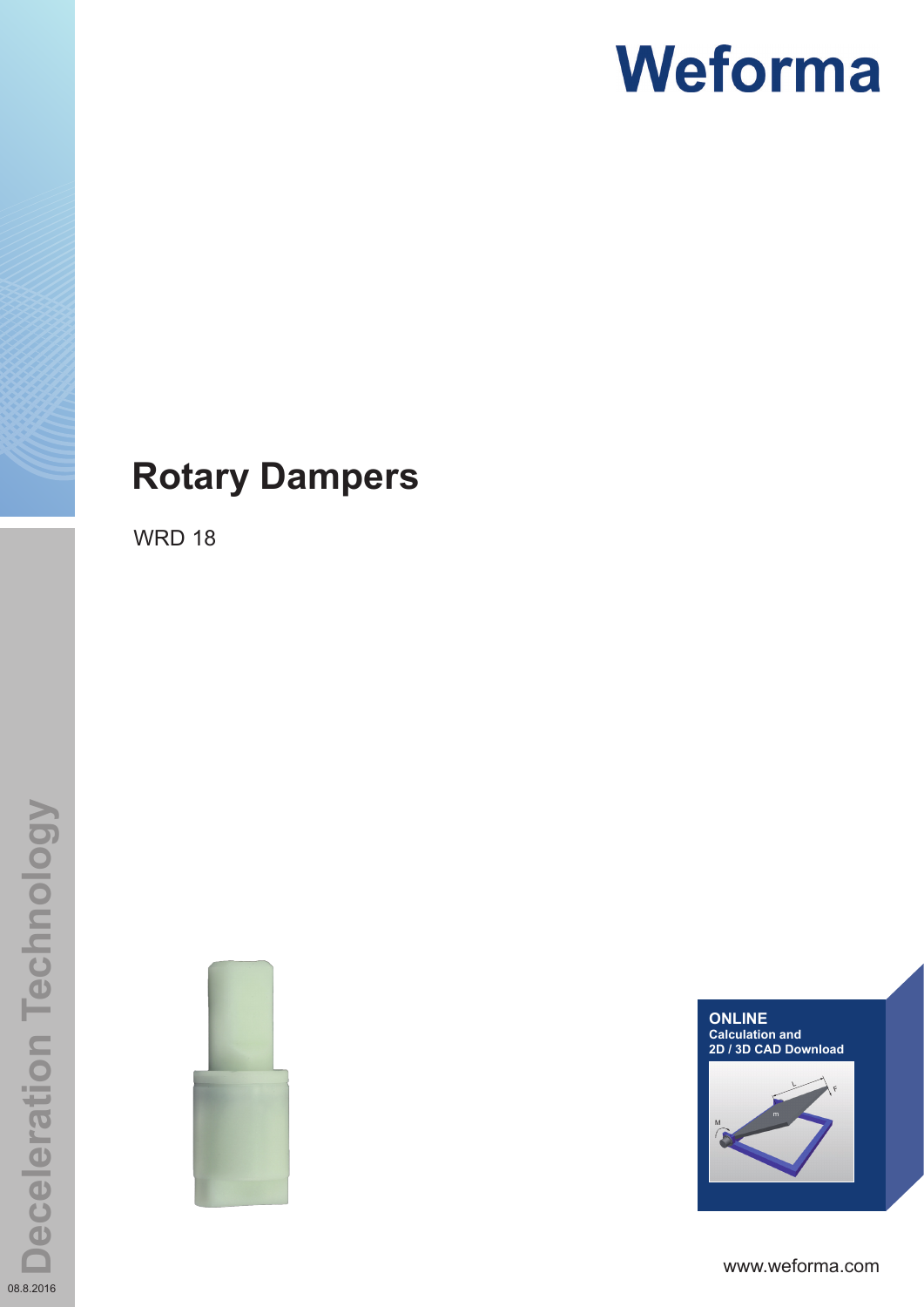# Weforma

# Rotary Dampers

WRD 18

Deceleration Technology

08.8.2016

**ONLINE**
**Calculation and**
**2D / 3D CAD Download**

www.weforma.com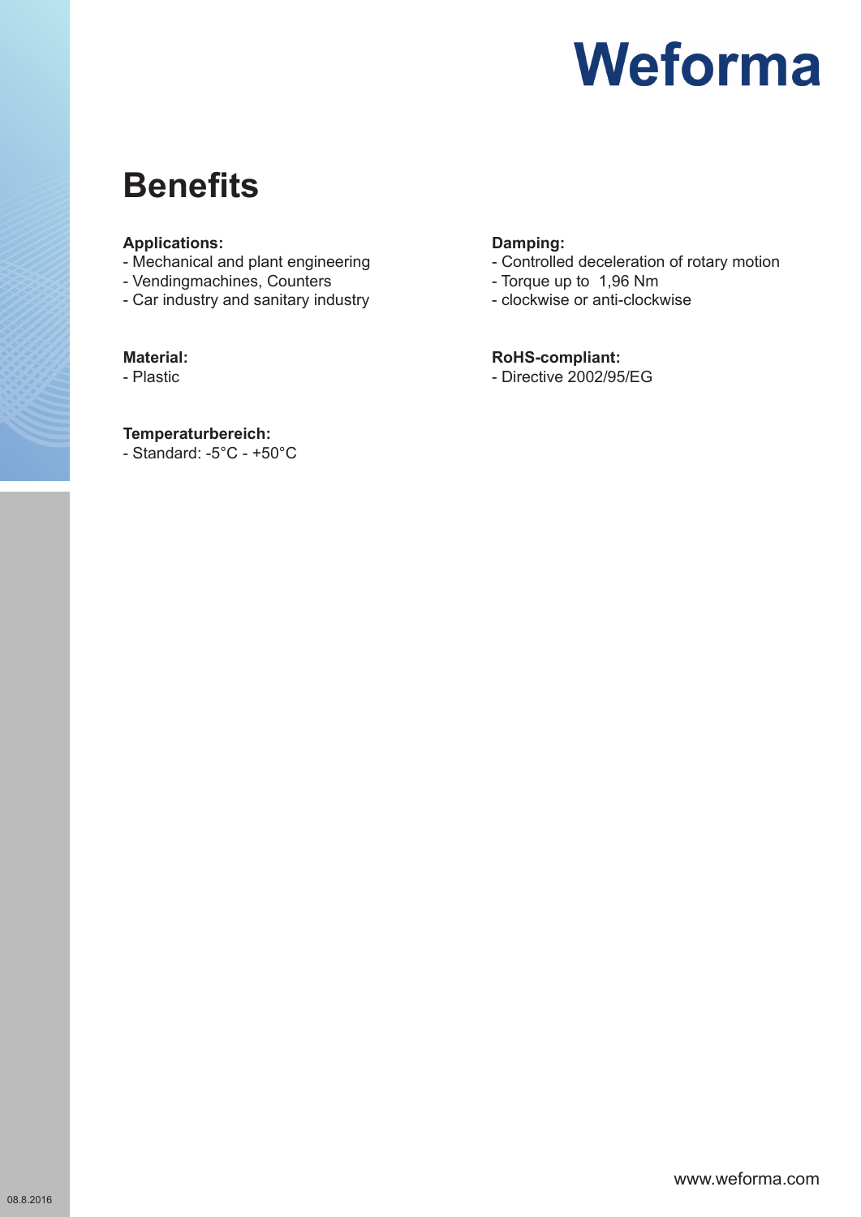# Benefits

**Applications:**
- Mechanical and plant engineering
- Vendingmachines, Counters
- Car industry and sanitary industry

**Material:**
- Plastic

**Temperaturbereich:**
- Standard: -5°C - +50°C

**Damping:**
- Controlled deceleration of rotary motion
- Torque up to  1,96 Nm
- clockwise or anti-clockwise

**RoHS-compliant:**
- Directive 2002/95/EG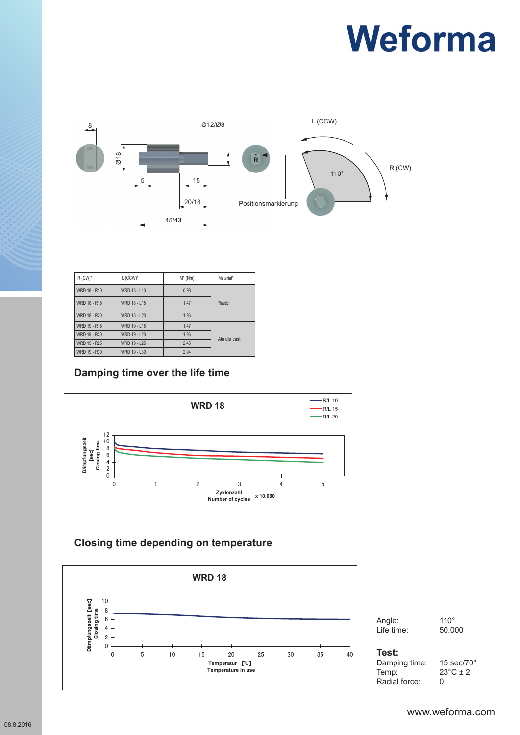# Weforma

8

Ø12/Ø8

Ø18

5

15

20/18

45/43

R

Positionsmarkierung

L (CCW)

R (CW)

110°

| R (CW)* | L (CCW)* | M* (Nm) | Material* |
|---|---|---|---|
| WRD 18 - R10 | WRD 18 - L10 | 0,98 | Plastic |
| WRD 18 - R15 | WRD 18 - L15 | 1,47 | |
| WRD 18 - R20 | WRD 18 - L20 | 1,96 | |
| WRD 19 - R15 | WRD 19 - L15 | 1,47 | Alu die cast |
| WRD 19 - R20 | WRD 19 - L20 | 1,96 | |
| WRD 19 - R25 | WRD 19 - L25 | 2,45 | |
| WRD 19 - R30 | WRD 19 - L30 | 2,94 | |

## Damping time over the life time

**WRD 18**

R/L 10
R/L 15
R/L 20

Dämpfungszeit [sec] Closing time

Zyklenzahl Number of cycles x 10.000

## Closing time depending on temperature

**WRD 18**

Dämpfungszeit [sec] Closing time

Temperatur [°C] Temperature in use

Angle: 110°
Life time: 50.000

**Test:**

Damping time: 15 sec/70°
Temp: 23°C ± 2
Radial force: 0

www.weforma.com

08.8.2016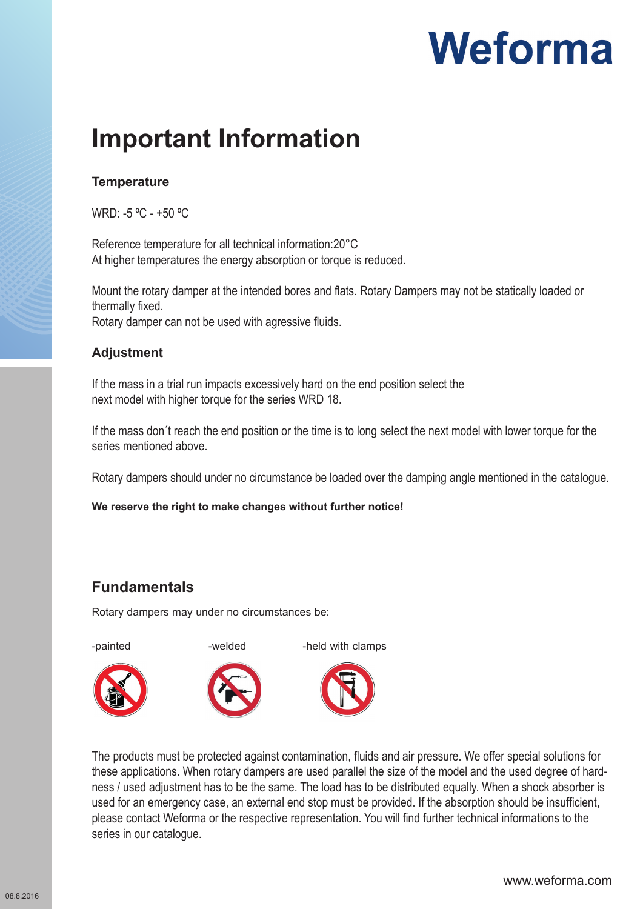# Weforma

## Important Information

### Temperature

WRD: -5 ºC - +50 ºC

Reference temperature for all technical information:20°C
At higher temperatures the energy absorption or torque is reduced.

Mount the rotary damper at the intended bores and flats. Rotary Dampers may not be statically loaded or thermally fixed.
Rotary damper can not be used with agressive fluids.

### Adjustment

If the mass in a trial run impacts excessively hard on the end position select the next model with higher torque for the series WRD 18.

If the mass don´t reach the end position or the time is to long select the next model with lower torque for the series mentioned above.

Rotary dampers should under no circumstance be loaded over the damping angle mentioned in the catalogue.

**We reserve the right to make changes without further notice!**

## Fundamentals

Rotary dampers may under no circumstances be:

-painted

-welded

-held with clamps

The products must be protected against contamination, fluids and air pressure. We offer special solutions for these applications. When rotary dampers are used parallel the size of the model and the used degree of hardness / used adjustment has to be the same. The load has to be distributed equally. When a shock absorber is used for an emergency case, an external end stop must be provided. If the absorption should be insufficient, please contact Weforma or the respective representation. You will find further technical informations to the series in our catalogue.

www.weforma.com

08.8.2016